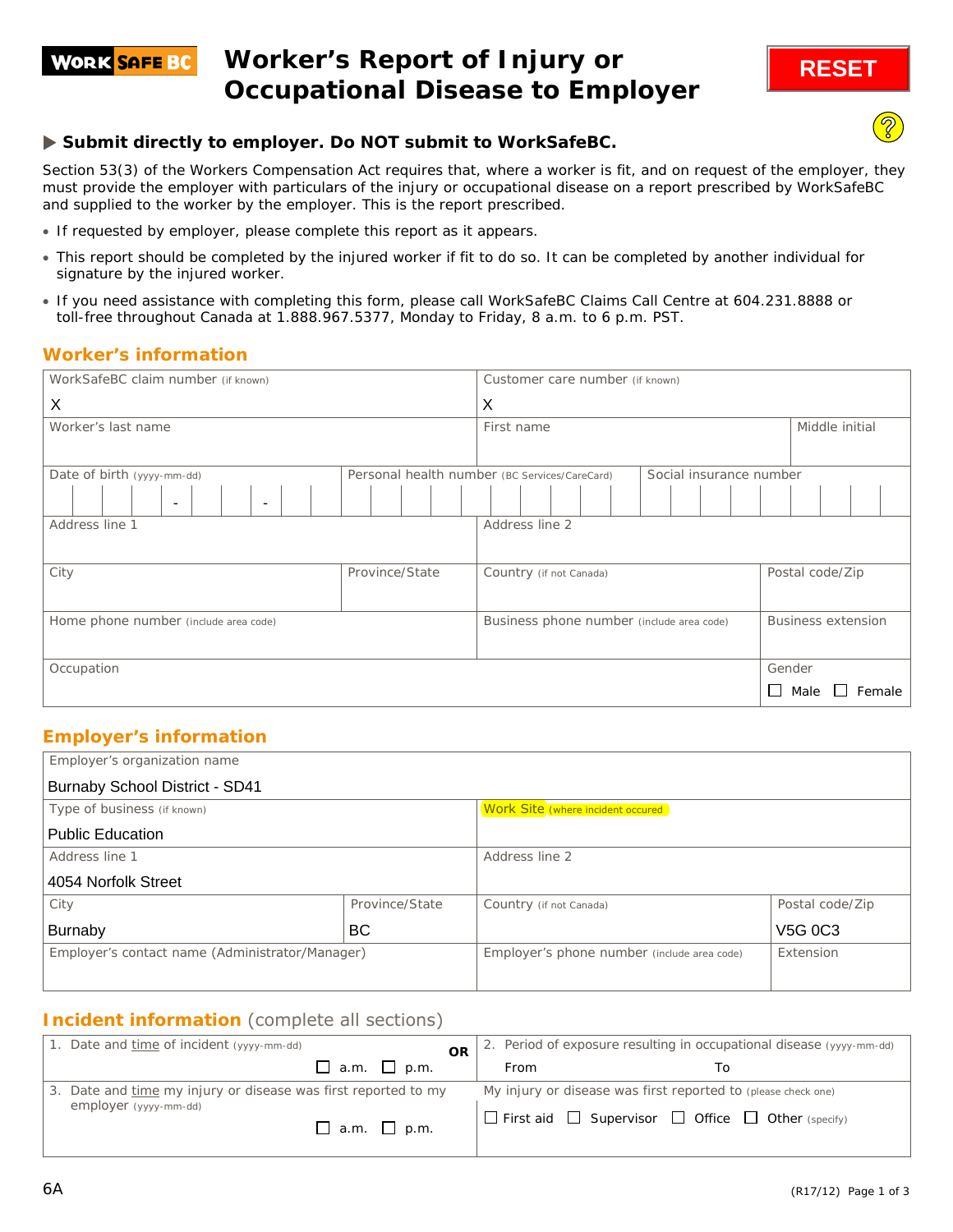# Worker's Report of Injury or Occupational Disease to Employer

WORK SAFE BC

RESET

**▶ Submit directly to employer. Do NOT submit to WorkSafeBC.**

Section 53(3) of the Workers Compensation Act requires that, where a worker is fit, and on request of the employer, they must provide the employer with particulars of the injury or occupational disease on a report prescribed by WorkSafeBC and supplied to the worker by the employer. This is the report prescribed.

- If requested by employer, please complete this report as it appears.
- This report should be completed by the injured worker if fit to do so. It can be completed by another individual for signature by the injured worker.
- If you need assistance with completing this form, please call WorkSafeBC Claims Call Centre at 604.231.8888 or toll-free throughout Canada at 1.888.967.5377, Monday to Friday, 8 a.m. to 6 p.m. PST.

## Worker's information

| | | | |
|---|---|---|---|
| WorkSafeBC claim number (if known): X | Customer care number (if known): X | | |
| Worker's last name | First name | | Middle initial |
| Date of birth (yyyy-mm-dd): ____-__-__ | Personal health number (BC Services/CareCard) | Social insurance number | |
| Address line 1 | Address line 2 | | |
| City | Province/State | Country (if not Canada) | Postal code/Zip |
| Home phone number (include area code) | Business phone number (include area code) | | Business extension |
| Occupation | | | Gender: ☐ Male ☐ Female |

## Employer's information

| | | | |
|---|---|---|---|
| Employer's organization name: Burnaby School District - SD41 | | | |
| Type of business (if known): Public Education | Work Site (where incident occured) | | |
| Address line 1: 4054 Norfolk Street | Address line 2 | | |
| City: Burnaby | Province/State: BC | Country (if not Canada) | Postal code/Zip: V5G 0C3 |
| Employer's contact name (Administrator/Manager) | Employer's phone number (include area code) | | Extension |

## Incident information (complete all sections)

| | |
|---|---|
| 1. Date and time of incident (yyyy-mm-dd) ☐ a.m. ☐ p.m. **OR** | 2. Period of exposure resulting in occupational disease (yyyy-mm-dd) From To |
| 3. Date and time my injury or disease was first reported to my employer (yyyy-mm-dd) ☐ a.m. ☐ p.m. | My injury or disease was first reported to (please check one) ☐ First aid ☐ Supervisor ☐ Office ☐ Other (specify) |

6A

(R17/12)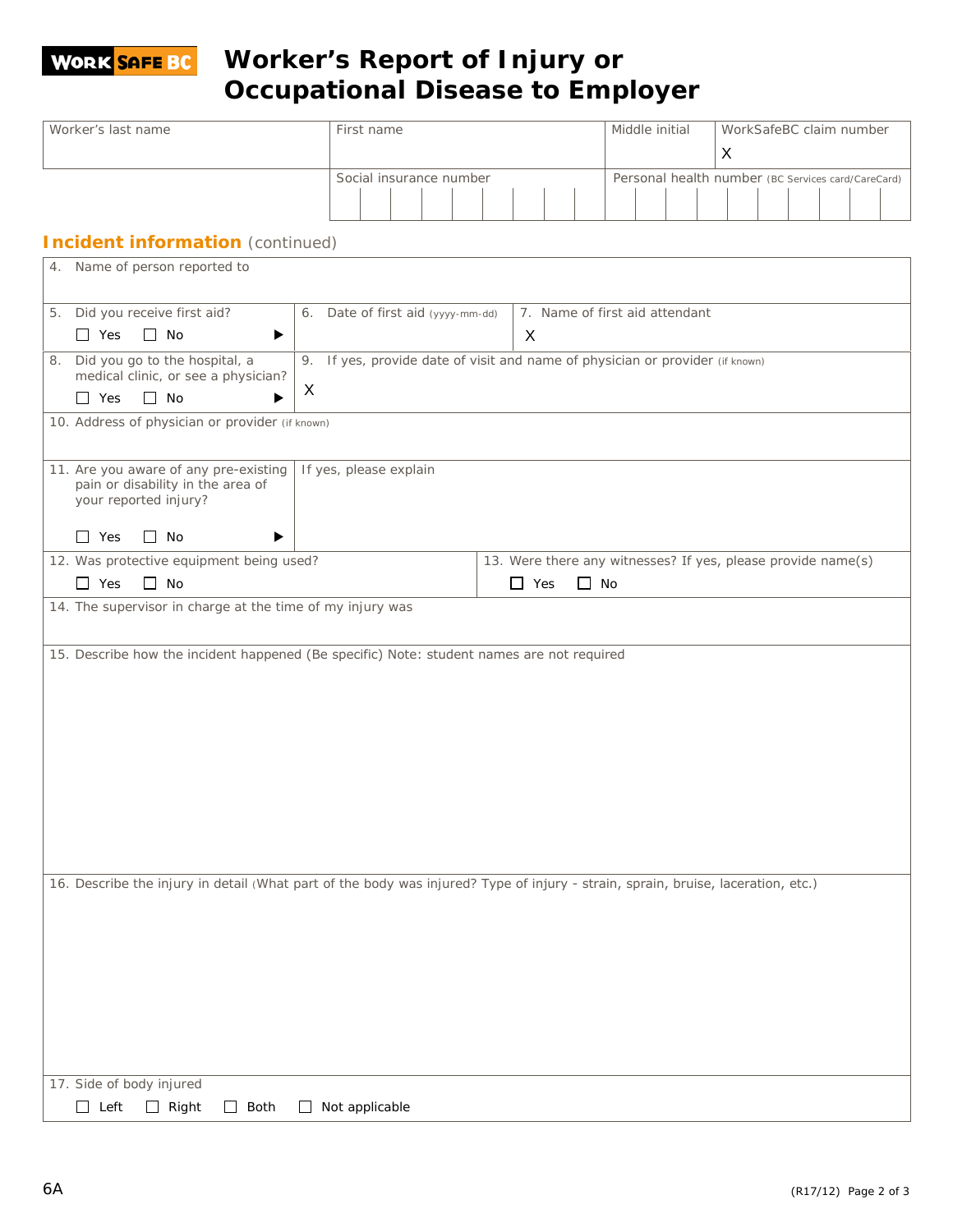# Worker's Report of Injury or Occupational Disease to Employer

| Worker's last name | First name | Middle initial | WorkSafeBC claim number |
|---|---|---|---|
| | | | X |
| | Social insurance number | Personal health number (BC Services card/CareCard) | |

## Incident information (continued)

4. Name of person reported to

5. Did you receive first aid?
☐ Yes ☐ No ▶

6. Date of first aid (yyyy-mm-dd)

7. Name of first aid attendant
X

8. Did you go to the hospital, a medical clinic, or see a physician?
☐ Yes ☐ No ▶

9. If yes, provide date of visit and name of physician or provider (if known)
X

10. Address of physician or provider (if known)

11. Are you aware of any pre-existing pain or disability in the area of your reported injury?
☐ Yes ☐ No ▶

If yes, please explain

12. Was protective equipment being used?
☐ Yes ☐ No

13. Were there any witnesses? If yes, please provide name(s)
☐ Yes ☐ No

14. The supervisor in charge at the time of my injury was

15. Describe how the incident happened (Be specific) Note: student names are not required

16. Describe the injury in detail (What part of the body was injured? Type of injury - strain, sprain, bruise, laceration, etc.)

17. Side of body injured
☐ Left ☐ Right ☐ Both ☐ Not applicable

6A (R17/12)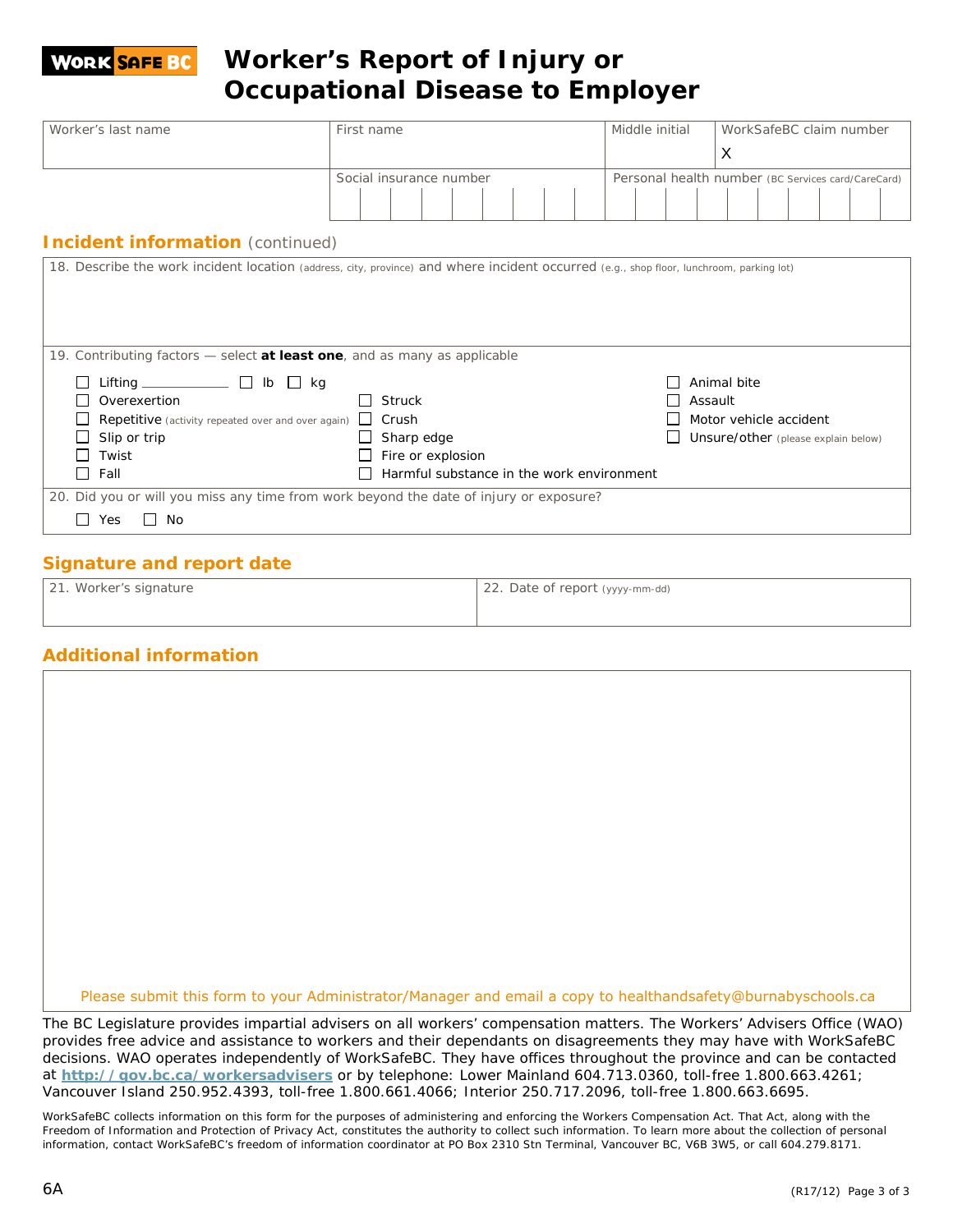# Worker's Report of Injury or Occupational Disease to Employer

| Worker's last name | First name | Middle initial | WorkSafeBC claim number |
|---|---|---|---|
| | | | X |
| | Social insurance number | Personal health number (BC Services card/CareCard) | |

## Incident information (continued)

18. Describe the work incident location (address, city, province) and where incident occurred (e.g., shop floor, lunchroom, parking lot)

19. Contributing factors — select **at least one**, and as many as applicable

- ☐ Lifting ____________ ☐ lb ☐ kg
- ☐ Overexertion
- ☐ Repetitive (activity repeated over and over again)
- ☐ Slip or trip
- ☐ Twist
- ☐ Fall
- ☐ Struck
- ☐ Crush
- ☐ Sharp edge
- ☐ Fire or explosion
- ☐ Harmful substance in the work environment
- ☐ Animal bite
- ☐ Assault
- ☐ Motor vehicle accident
- ☐ Unsure/other (please explain below)

20. Did you or will you miss any time from work beyond the date of injury or exposure?

☐ Yes ☐ No

## Signature and report date

| 21. Worker's signature | 22. Date of report (yyyy-mm-dd) |
|---|---|
| | |

## Additional information

Please submit this form to your Administrator/Manager and email a copy to healthandsafety@burnabyschools.ca

The BC Legislature provides impartial advisers on all workers' compensation matters. The Workers' Advisers Office (WAO) provides free advice and assistance to workers and their dependants on disagreements they may have with WorkSafeBC decisions. WAO operates independently of WorkSafeBC. They have offices throughout the province and can be contacted at **http://gov.bc.ca/workersadvisers** or by telephone: Lower Mainland 604.713.0360, toll-free 1.800.663.4261; Vancouver Island 250.952.4393, toll-free 1.800.661.4066; Interior 250.717.2096, toll-free 1.800.663.6695.

WorkSafeBC collects information on this form for the purposes of administering and enforcing the Workers Compensation Act. That Act, along with the Freedom of Information and Protection of Privacy Act, constitutes the authority to collect such information. To learn more about the collection of personal information, contact WorkSafeBC's freedom of information coordinator at PO Box 2310 Stn Terminal, Vancouver BC, V6B 3W5, or call 604.279.8171.

6A (R17/12)